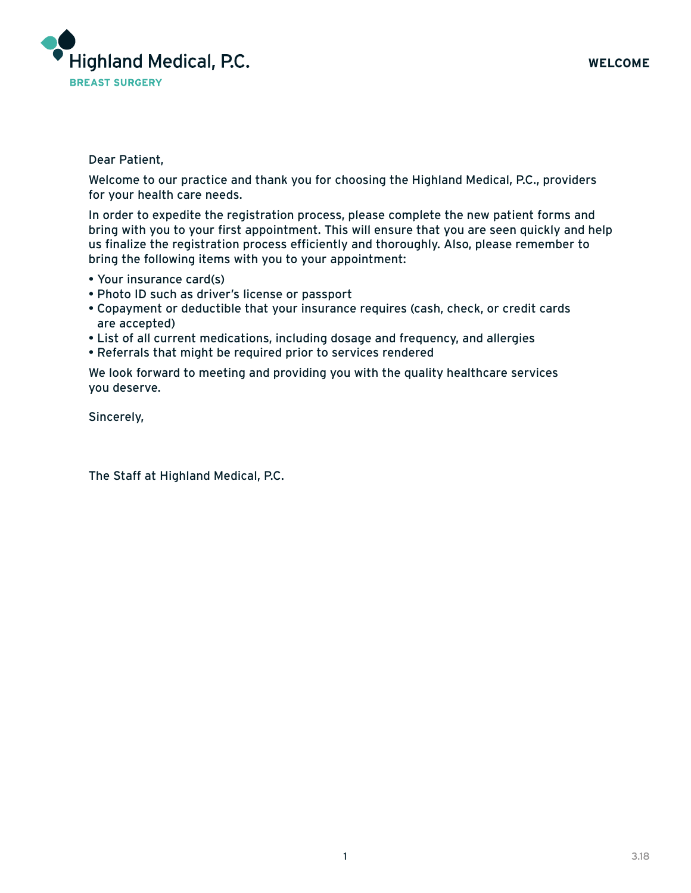Highland Medical, P.C.

**BREAST SURGERY**

**WELCOME**

Dear Patient,

Welcome to our practice and thank you for choosing the Highland Medical, P.C., providers for your health care needs.

In order to expedite the registration process, please complete the new patient forms and bring with you to your first appointment. This will ensure that you are seen quickly and help us finalize the registration process efficiently and thoroughly. Also, please remember to bring the following items with you to your appointment:

- Your insurance card(s)
- Photo ID such as driver's license or passport
- Copayment or deductible that your insurance requires (cash, check, or credit cards are accepted)
- List of all current medications, including dosage and frequency, and allergies
- Referrals that might be required prior to services rendered

We look forward to meeting and providing you with the quality healthcare services you deserve.

Sincerely,

The Staff at Highland Medical, P.C.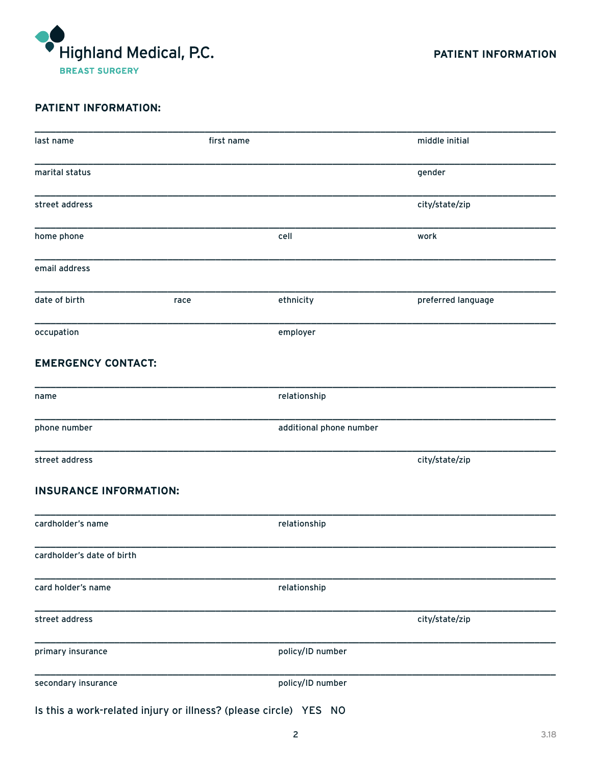Highland Medical, P.C.

BREAST SURGERY

# PATIENT INFORMATION

## PATIENT INFORMATION:

| last name | first name | middle initial |
|---|---|---|
| | | |

| marital status | gender |
|---|---|
| | |

| street address | city/state/zip |
|---|---|
| | |

| home phone | cell | work |
|---|---|---|
| | | |

email address

| date of birth | race | ethnicity | preferred language |
|---|---|---|---|
| | | | |

| occupation | employer |
|---|---|
| | |

## EMERGENCY CONTACT:

| name | relationship |
|---|---|
| | |

| phone number | additional phone number |
|---|---|
| | |

| street address | city/state/zip |
|---|---|
| | |

## INSURANCE INFORMATION:

| cardholder's name | relationship |
|---|---|
| | |

cardholder's date of birth

| card holder's name | relationship |
|---|---|
| | |

| street address | city/state/zip |
|---|---|
| | |

| primary insurance | policy/ID number |
|---|---|
| | |

| secondary insurance | policy/ID number |
|---|---|
| | |

Is this a work-related injury or illness? (please circle) YES NO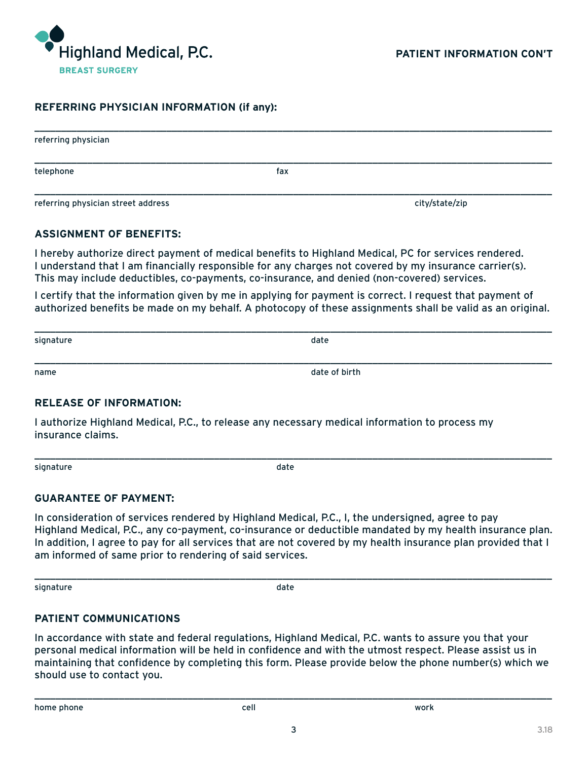Highland Medical, P.C.

BREAST SURGERY

**PATIENT INFORMATION CON'T**

## REFERRING PHYSICIAN INFORMATION (if any):

_______________________________________________

referring physician

_______________________________________________

telephone fax

_______________________________________________

referring physician street address city/state/zip

## ASSIGNMENT OF BENEFITS:

I hereby authorize direct payment of medical benefits to Highland Medical, PC for services rendered. I understand that I am financially responsible for any charges not covered by my insurance carrier(s). This may include deductibles, co-payments, co-insurance, and denied (non-covered) services.

I certify that the information given by me in applying for payment is correct. I request that payment of authorized benefits be made on my behalf. A photocopy of these assignments shall be valid as an original.

_______________________________________________

signature date

_______________________________________________

name date of birth

## RELEASE OF INFORMATION:

I authorize Highland Medical, P.C., to release any necessary medical information to process my insurance claims.

_______________________________________________

signature date

## GUARANTEE OF PAYMENT:

In consideration of services rendered by Highland Medical, P.C., I, the undersigned, agree to pay Highland Medical, P.C., any co-payment, co-insurance or deductible mandated by my health insurance plan. In addition, I agree to pay for all services that are not covered by my health insurance plan provided that I am informed of same prior to rendering of said services.

_______________________________________________

signature date

## PATIENT COMMUNICATIONS

In accordance with state and federal regulations, Highland Medical, P.C. wants to assure you that your personal medical information will be held in confidence and with the utmost respect. Please assist us in maintaining that confidence by completing this form. Please provide below the phone number(s) which we should use to contact you.

_______________________________________________

home phone cell work

3.18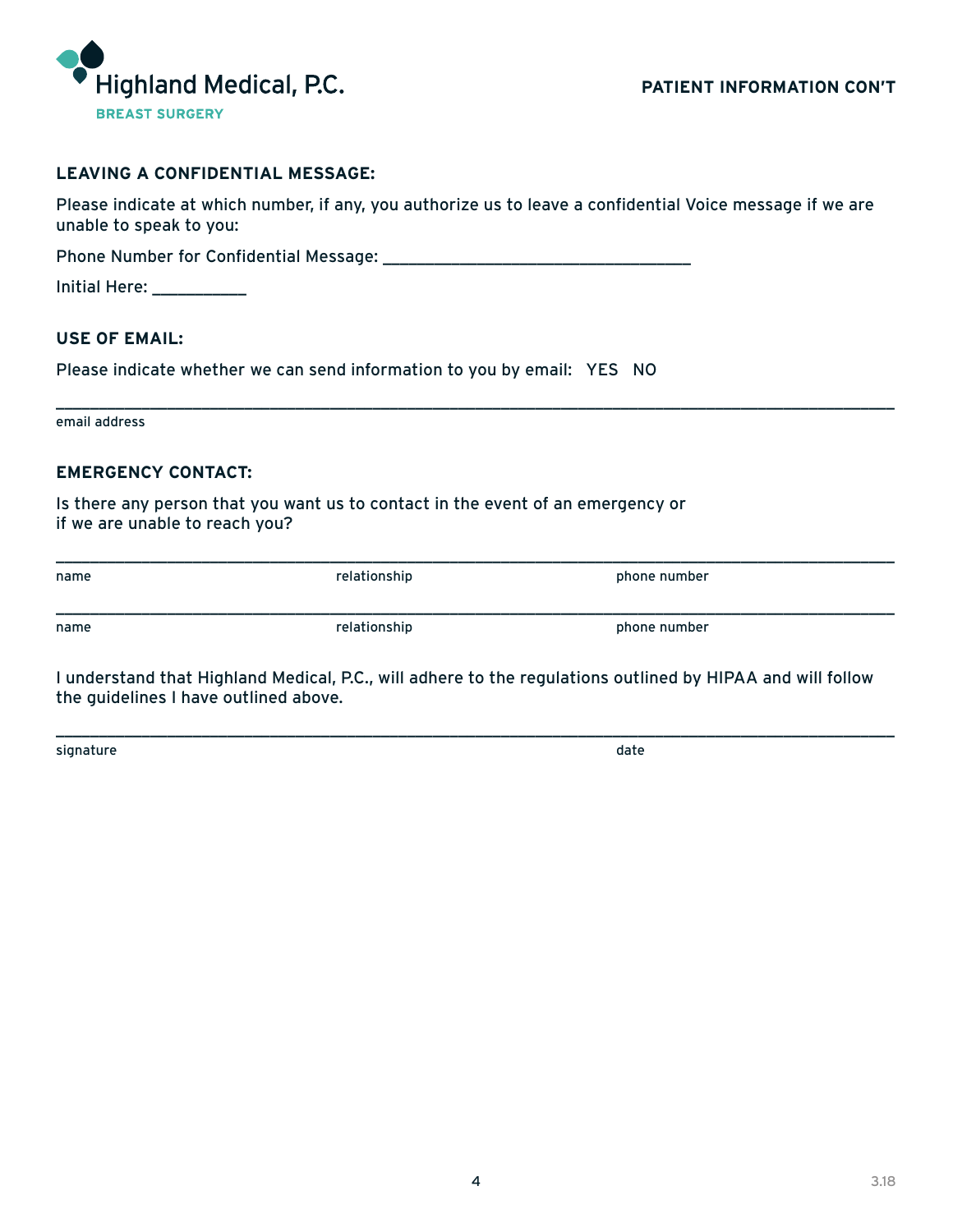Highland Medical, P.C.

BREAST SURGERY

**PATIENT INFORMATION CON'T**

## LEAVING A CONFIDENTIAL MESSAGE:

Please indicate at which number, if any, you authorize us to leave a confidential Voice message if we are unable to speak to you:

Phone Number for Confidential Message: ___________________________________

Initial Here: __________

## USE OF EMAIL:

Please indicate whether we can send information to you by email: YES NO

_____________________________________________________________________________________________

email address

## EMERGENCY CONTACT:

Is there any person that you want us to contact in the event of an emergency or if we are unable to reach you?

_____________________________________________________________________________________________

name relationship phone number

_____________________________________________________________________________________________

name relationship phone number

I understand that Highland Medical, P.C., will adhere to the regulations outlined by HIPAA and will follow the guidelines I have outlined above.

_____________________________________________________________________________________________

signature date

3.18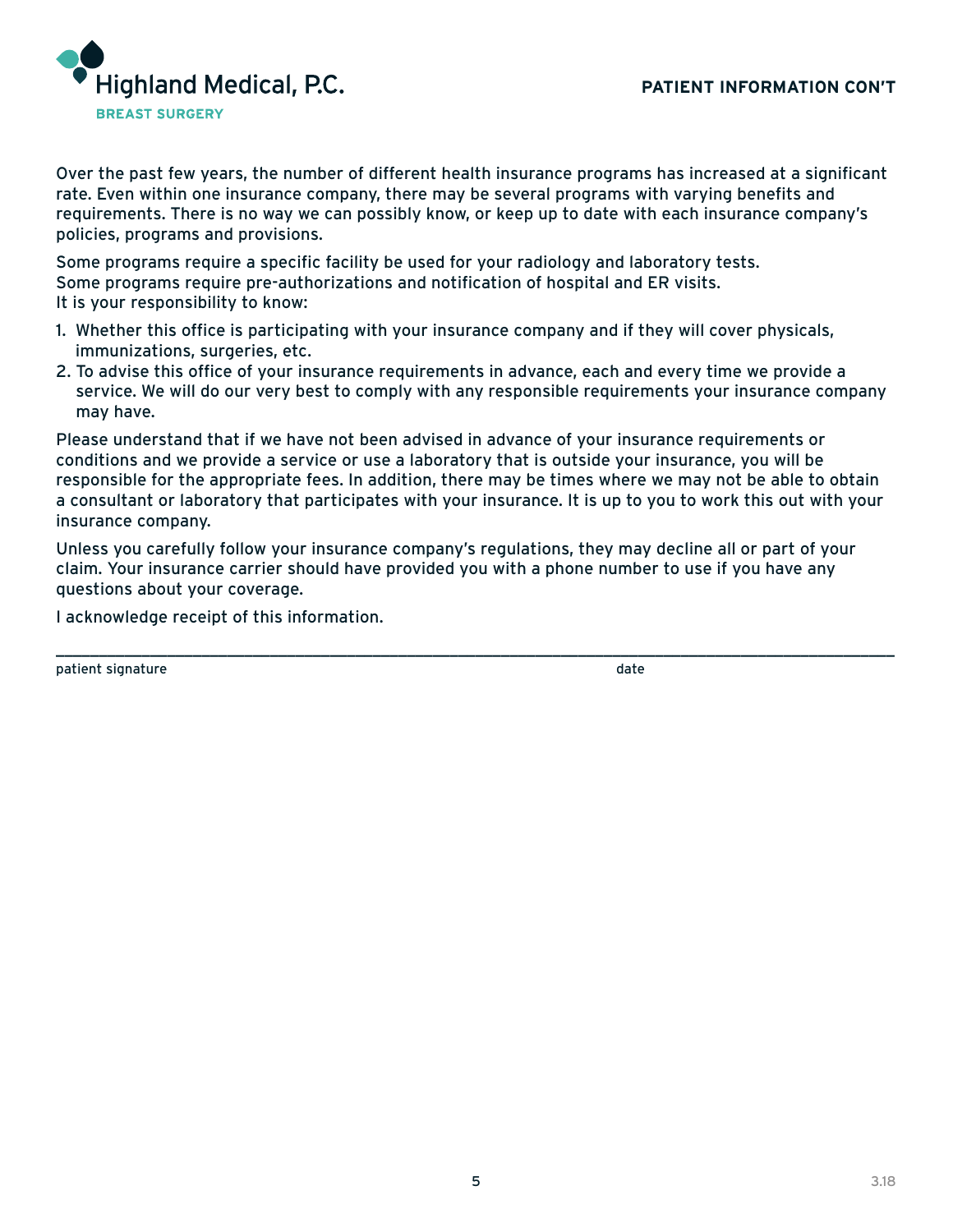Highland Medical, P.C.

BREAST SURGERY

## PATIENT INFORMATION CON'T

Over the past few years, the number of different health insurance programs has increased at a significant rate. Even within one insurance company, there may be several programs with varying benefits and requirements. There is no way we can possibly know, or keep up to date with each insurance company's policies, programs and provisions.

Some programs require a specific facility be used for your radiology and laboratory tests.
Some programs require pre-authorizations and notification of hospital and ER visits.
It is your responsibility to know:

1. Whether this office is participating with your insurance company and if they will cover physicals, immunizations, surgeries, etc.
2. To advise this office of your insurance requirements in advance, each and every time we provide a service. We will do our very best to comply with any responsible requirements your insurance company may have.

Please understand that if we have not been advised in advance of your insurance requirements or conditions and we provide a service or use a laboratory that is outside your insurance, you will be responsible for the appropriate fees. In addition, there may be times where we may not be able to obtain a consultant or laboratory that participates with your insurance. It is up to you to work this out with your insurance company.

Unless you carefully follow your insurance company's regulations, they may decline all or part of your claim. Your insurance carrier should have provided you with a phone number to use if you have any questions about your coverage.

I acknowledge receipt of this information.

_______________________________________________________________________________

patient signature                                                                                    date

3.18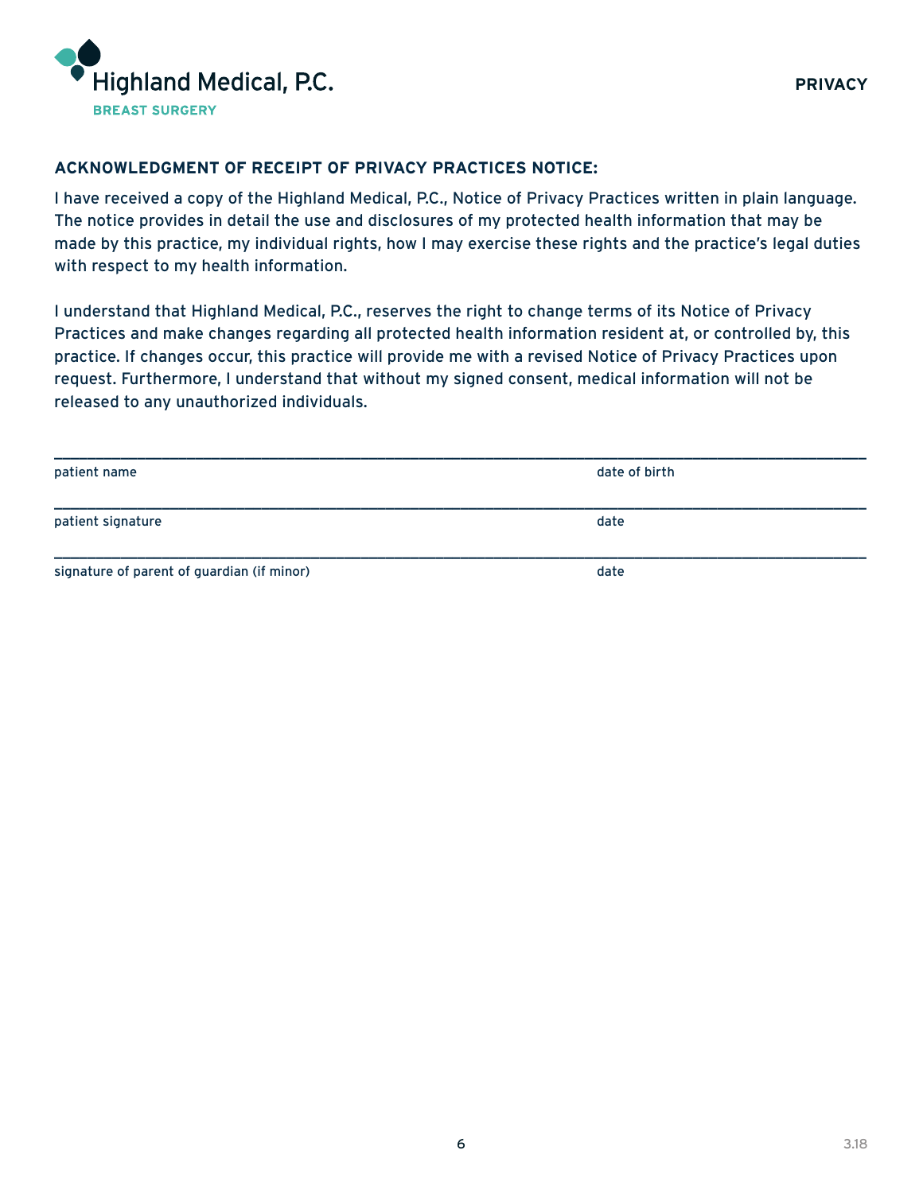Highland Medical, P.C.

BREAST SURGERY

PRIVACY

**ACKNOWLEDGMENT OF RECEIPT OF PRIVACY PRACTICES NOTICE:**

I have received a copy of the Highland Medical, P.C., Notice of Privacy Practices written in plain language. The notice provides in detail the use and disclosures of my protected health information that may be made by this practice, my individual rights, how I may exercise these rights and the practice's legal duties with respect to my health information.

I understand that Highland Medical, P.C., reserves the right to change terms of its Notice of Privacy Practices and make changes regarding all protected health information resident at, or controlled by, this practice. If changes occur, this practice will provide me with a revised Notice of Privacy Practices upon request. Furthermore, I understand that without my signed consent, medical information will not be released to any unauthorized individuals.

______________________________________________________________________________

patient name　　　　　　　　　　　　　　　　　　　　　　date of birth

______________________________________________________________________________

patient signature　　　　　　　　　　　　　　　　　　　　date

______________________________________________________________________________

signature of parent of guardian (if minor)　　　　　　　　　　date

3.18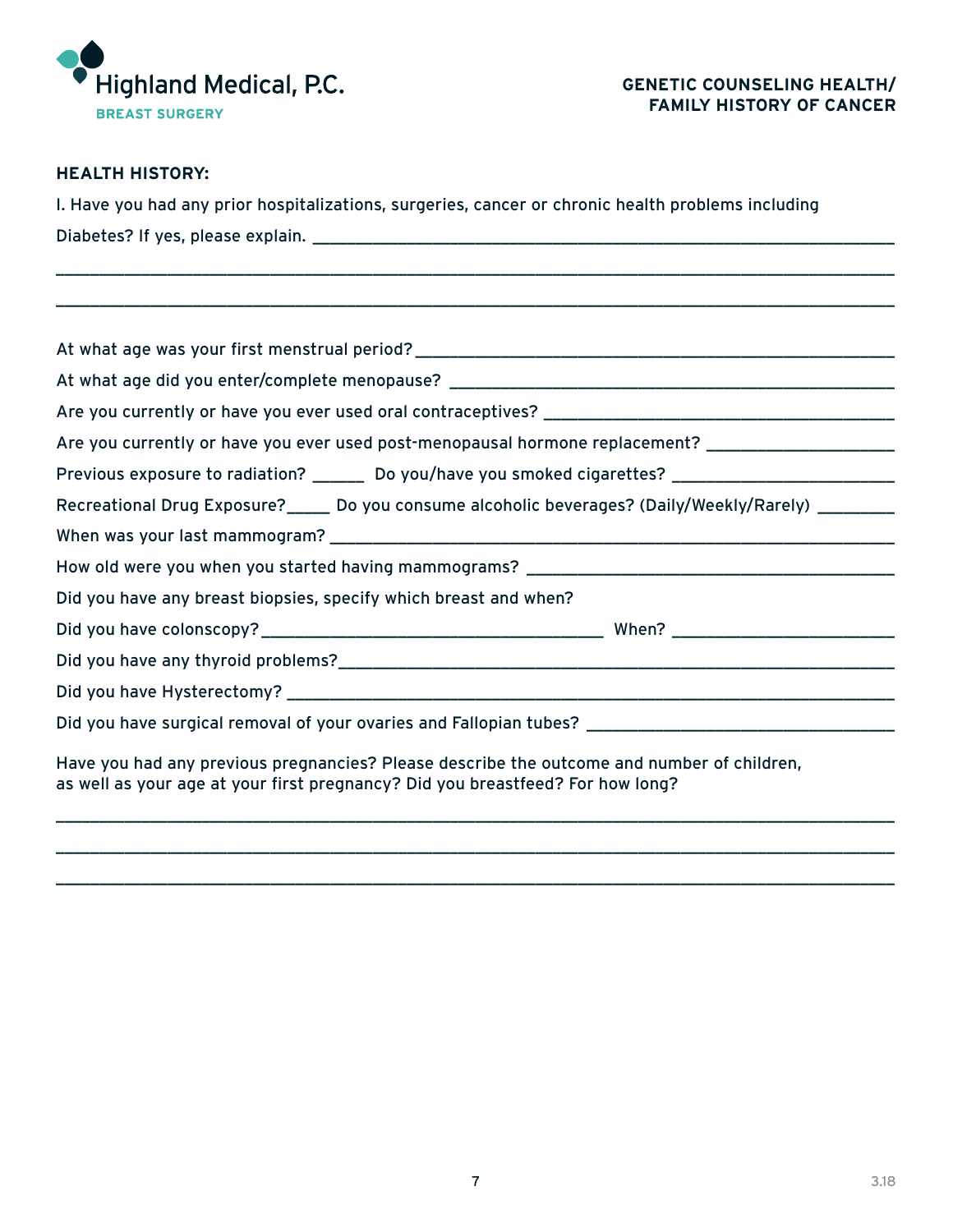Highland Medical, P.C.
BREAST SURGERY

## GENETIC COUNSELING HEALTH/ FAMILY HISTORY OF CANCER

**HEALTH HISTORY:**

I. Have you had any prior hospitalizations, surgeries, cancer or chronic health problems including Diabetes? If yes, please explain. ______________________________________________

______________________________________________________________________

______________________________________________________________________

At what age was your first menstrual period? ______________________________________

At what age did you enter/complete menopause? ___________________________________

Are you currently or have you ever used oral contraceptives? __________________________

Are you currently or have you ever used post-menopausal hormone replacement? ___________

Previous exposure to radiation? ______ Do you/have you smoked cigarettes? _______________

Recreational Drug Exposure?_____ Do you consume alcoholic beverages? (Daily/Weekly/Rarely) ________

When was your last mammogram? ______________________________________________

How old were you when you started having mammograms? ___________________________

Did you have any breast biopsies, specify which breast and when?

Did you have colonscopy?__________________________ When? _________________

Did you have any thyroid problems?______________________________________________

Did you have Hysterectomy? __________________________________________________

Did you have surgical removal of your ovaries and Fallopian tubes? _____________________

Have you had any previous pregnancies? Please describe the outcome and number of children, as well as your age at your first pregnancy? Did you breastfeed? For how long?

______________________________________________________________________

______________________________________________________________________

______________________________________________________________________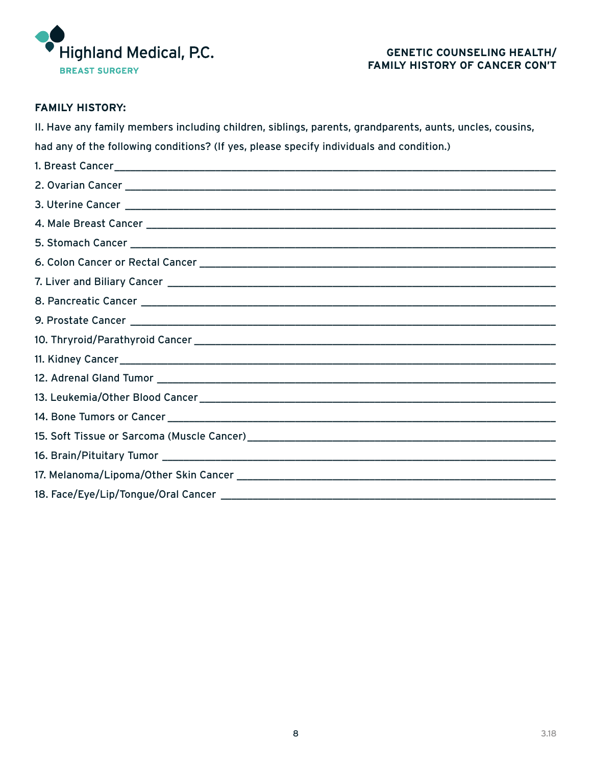Highland Medical, P.C.

BREAST SURGERY

**GENETIC COUNSELING HEALTH/ FAMILY HISTORY OF CANCER CON'T**

**FAMILY HISTORY:**

II. Have any family members including children, siblings, parents, grandparents, aunts, uncles, cousins, had any of the following conditions? (If yes, please specify individuals and condition.)

1. Breast Cancer_______________________________________________
2. Ovarian Cancer _______________________________________________
3. Uterine Cancer _______________________________________________
4. Male Breast Cancer _______________________________________________
5. Stomach Cancer _______________________________________________
6. Colon Cancer or Rectal Cancer _______________________________________________
7. Liver and Biliary Cancer _______________________________________________
8. Pancreatic Cancer _______________________________________________
9. Prostate Cancer _______________________________________________
10. Thryroid/Parathyroid Cancer _______________________________________________
11. Kidney Cancer_______________________________________________
12. Adrenal Gland Tumor _______________________________________________
13. Leukemia/Other Blood Cancer _______________________________________________
14. Bone Tumors or Cancer _______________________________________________
15. Soft Tissue or Sarcoma (Muscle Cancer) _______________________________________________
16. Brain/Pituitary Tumor _______________________________________________
17. Melanoma/Lipoma/Other Skin Cancer _______________________________________________
18. Face/Eye/Lip/Tongue/Oral Cancer _______________________________________________

3.18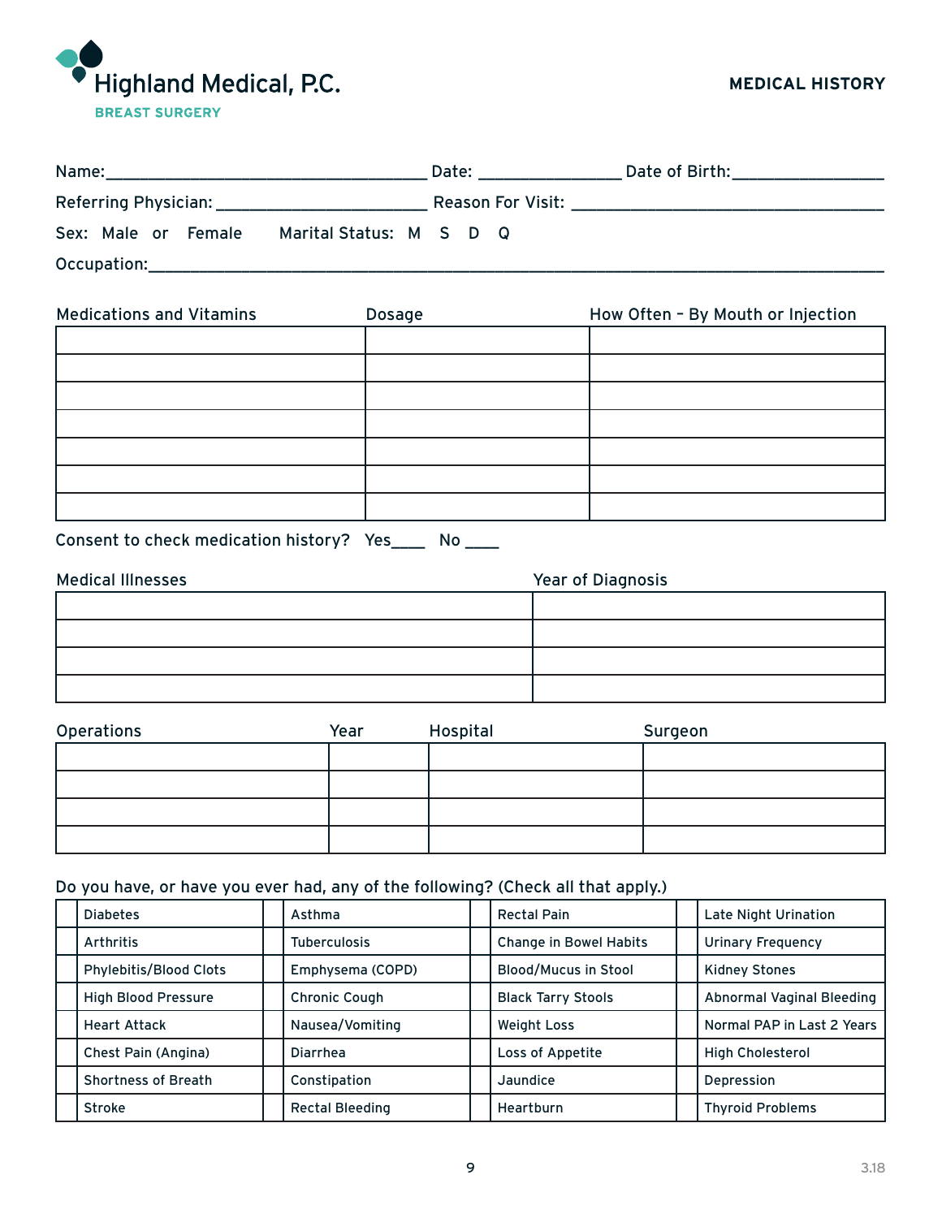Highland Medical, P.C.

BREAST SURGERY

# MEDICAL HISTORY

Name:___________________________________ Date: _______________ Date of Birth:________________

Referring Physician: _______________________ Reason For Visit: ___________________________________

Sex: Male or Female Marital Status: M S D Q

Occupation:_____________________________________________________________________________

| Medications and Vitamins | Dosage | How Often – By Mouth or Injection |
|---|---|---|
| | | |
| | | |
| | | |
| | | |
| | | |
| | | |
| | | |

Consent to check medication history? Yes____ No ____

| Medical Illnesses | Year of Diagnosis |
|---|---|
| | |
| | |
| | |
| | |

| Operations | Year | Hospital | Surgeon |
|---|---|---|---|
| | | | |
| | | | |
| | | | |
| | | | |

Do you have, or have you ever had, any of the following? (Check all that apply.)

| | | | | | | | |
|---|---|---|---|---|---|---|---|
| | Diabetes | | Asthma | | Rectal Pain | | Late Night Urination |
| | Arthritis | | Tuberculosis | | Change in Bowel Habits | | Urinary Frequency |
| | Phylebitis/Blood Clots | | Emphysema (COPD) | | Blood/Mucus in Stool | | Kidney Stones |
| | High Blood Pressure | | Chronic Cough | | Black Tarry Stools | | Abnormal Vaginal Bleeding |
| | Heart Attack | | Nausea/Vomiting | | Weight Loss | | Normal PAP in Last 2 Years |
| | Chest Pain (Angina) | | Diarrhea | | Loss of Appetite | | High Cholesterol |
| | Shortness of Breath | | Constipation | | Jaundice | | Depression |
| | Stroke | | Rectal Bleeding | | Heartburn | | Thyroid Problems |

3.18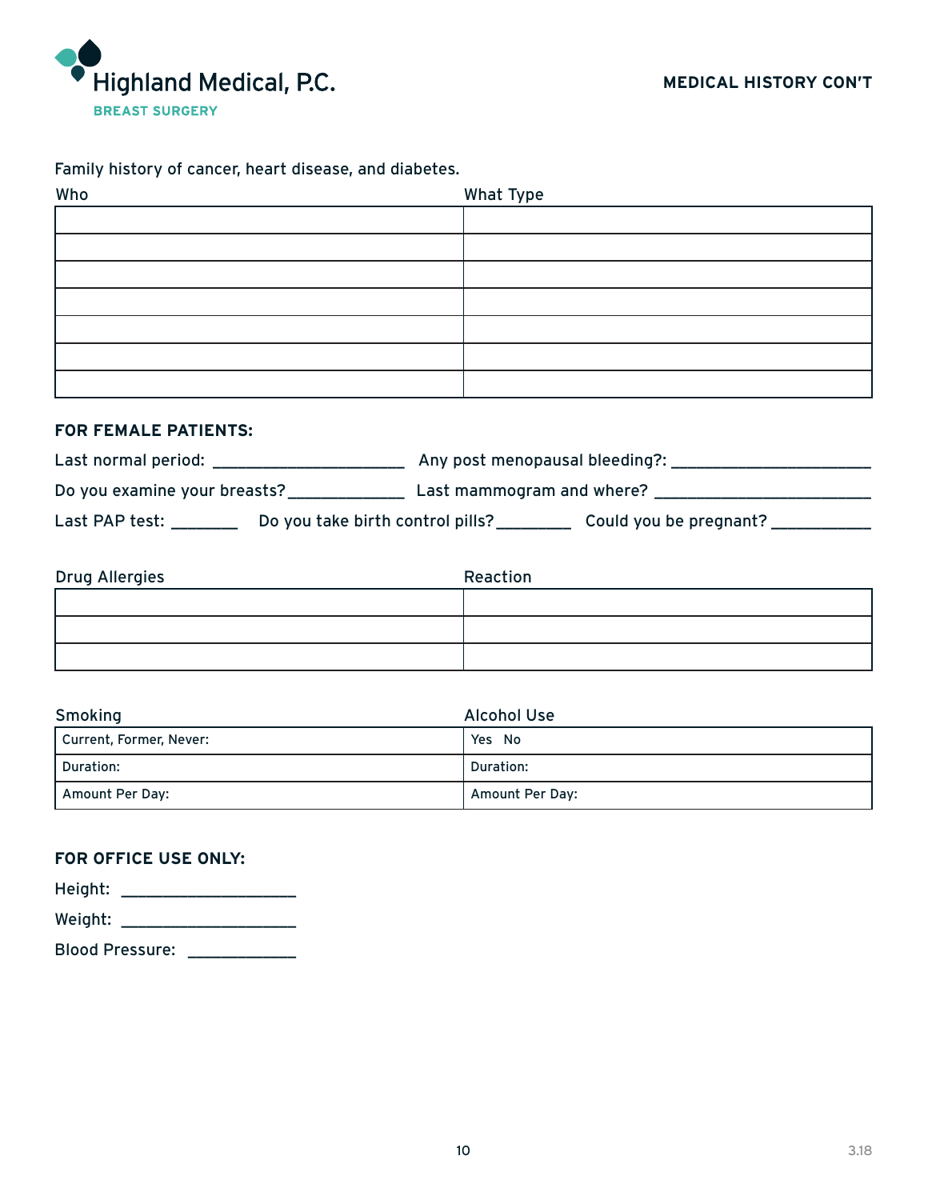# Highland Medical, P.C.

**BREAST SURGERY**

## MEDICAL HISTORY CON'T

Family history of cancer, heart disease, and diabetes.

| Who | What Type |
|---|---|
| | |
| | |
| | |
| | |
| | |
| | |
| | |

### FOR FEMALE PATIENTS:

Last normal period: ______________________ Any post menopausal bleeding?: ______________________

Do you examine your breasts? _____________ Last mammogram and where? ________________________

Last PAP test: _______ Do you take birth control pills? ________ Could you be pregnant? ___________

| Drug Allergies | Reaction |
|---|---|
| | |
| | |
| | |

| Smoking | Alcohol Use |
|---|---|
| Current, Former, Never: | Yes No |
| Duration: | Duration: |
| Amount Per Day: | Amount Per Day: |

### FOR OFFICE USE ONLY:

Height: ____________________

Weight: ____________________

Blood Pressure: ____________

3.18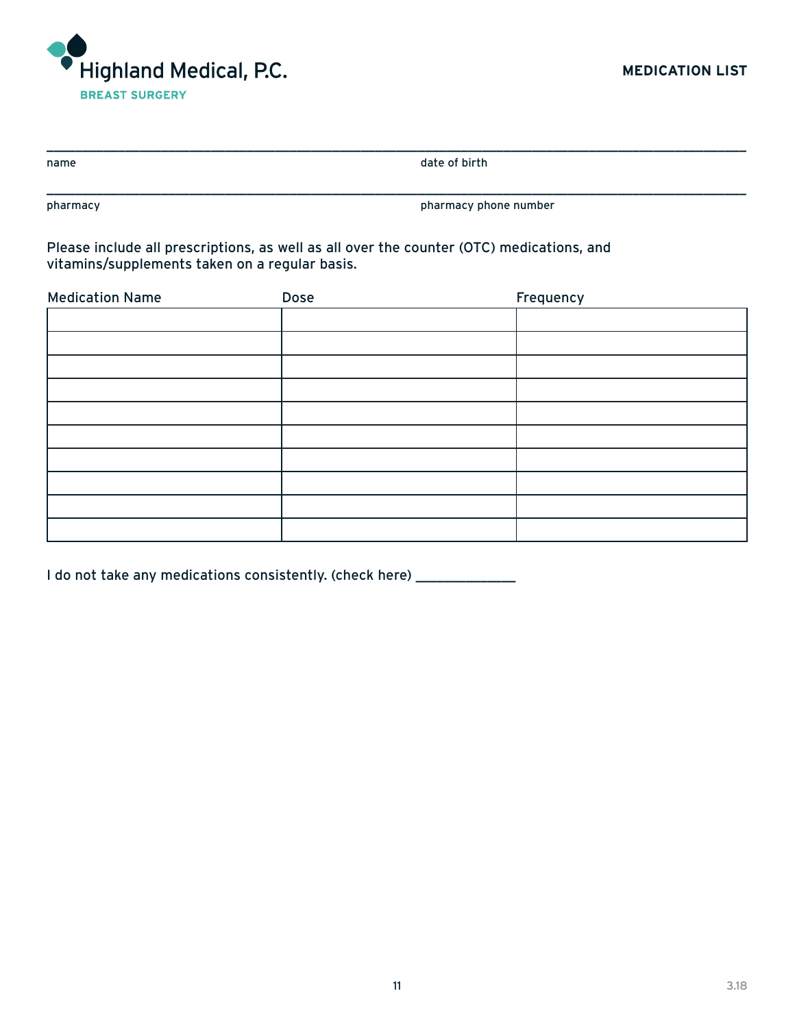Highland Medical, P.C.

BREAST SURGERY

# MEDICATION LIST

________________________________________________

name | date of birth

________________________________________________

pharmacy | pharmacy phone number

Please include all prescriptions, as well as all over the counter (OTC) medications, and vitamins/supplements taken on a regular basis.

| Medication Name | Dose | Frequency |
|---|---|---|
| | | |
| | | |
| | | |
| | | |
| | | |
| | | |
| | | |
| | | |
| | | |
| | | |

I do not take any medications consistently. (check here) _____________

3.18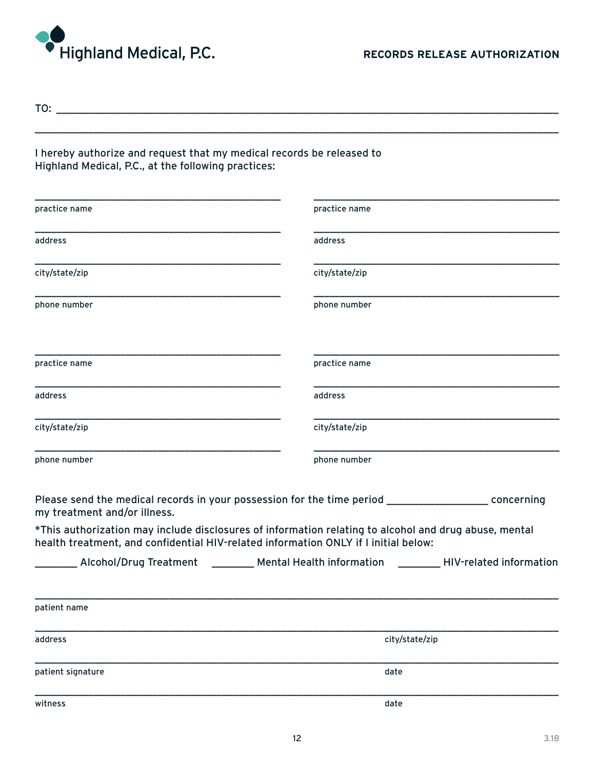Highland Medical, P.C.

# RECORDS RELEASE AUTHORIZATION

TO: ______________________________________________________________________________

______________________________________________________________________________

I hereby authorize and request that my medical records be released to Highland Medical, P.C., at the following practices:

______________________________________
practice name

______________________________________
address

______________________________________
city/state/zip

______________________________________
phone number

______________________________________
practice name

______________________________________
address

______________________________________
city/state/zip

______________________________________
phone number

______________________________________
practice name

______________________________________
address

______________________________________
city/state/zip

______________________________________
phone number

______________________________________
practice name

______________________________________
address

______________________________________
city/state/zip

______________________________________
phone number

Please send the medical records in your possession for the time period ________________ concerning my treatment and/or illness.

*This authorization may include disclosures of information relating to alcohol and drug abuse, mental health treatment, and confidential HIV-related information ONLY if I initial below:

_______ Alcohol/Drug Treatment _______ Mental Health information _______ HIV-related information

______________________________________________________________________________
patient name

______________________________________________________________________________
address city/state/zip

______________________________________________________________________________
patient signature date

______________________________________________________________________________
witness date

3.18